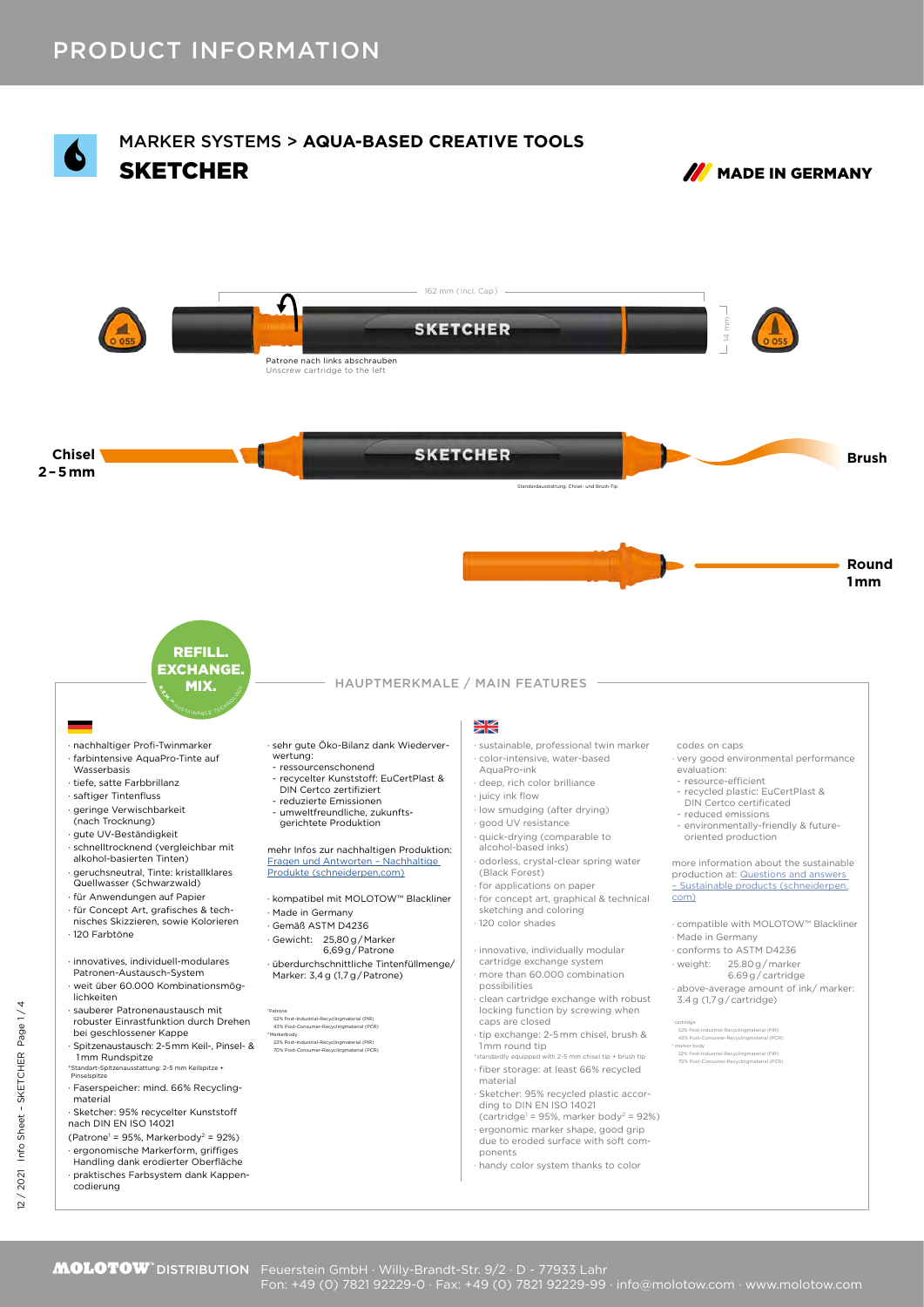# PRODUCT INFORMATION

## MARKER SYSTEMS > **AQUA-BASED CREATIVE TOOLS**

# SKETCHER

**MADE IN GERMANY**

162 mm (incl. Cap)

14 mm

Patrone nach links abschrauben
Unscrew cartridge to the left

**Chisel 2–5 mm**

**Brush**

Standardausstattung: Chisel- und Brush-Tip

**Round 1 mm**

REFILL. EXCHANGE. MIX.

## HAUPTMERKMALE / MAIN FEATURES

- nachhaltiger Profi-Twinmarker
- farbintensive AquaPro-Tinte auf Wasserbasis
- tiefe, satte Farbbrillanz
- saftiger Tintenfluss
- geringe Verwischbarkeit (nach Trocknung)
- gute UV-Beständigkeit
- schnelltrocknend (vergleichbar mit alkohol-basierten Tinten)
- geruchsneutral, Tinte: kristallklares Quellwasser (Schwarzwald)
- für Anwendungen auf Papier
- für Concept Art, grafisches & technisches Skizzieren, sowie Kolorieren
- 120 Farbtöne

- innovatives, individuell-modulares Patronen-Austausch-System
- weit über 60.000 Kombinationsmöglichkeiten
- sauberer Patronenaustausch mit robuster Einrastfunktion durch Drehen bei geschlossener Kappe
- Spitzenaustausch: 2-5 mm Keil-, Pinsel- & 1 mm Rundspitze

*Standart-Spitzenausstattung: 2-5 mm Keilspitze + Pinselspitze

- Faserspeicher: mind. 66% Recyclingmaterial
- Sketcher: 95% recycelter Kunststoff nach DIN EN ISO 14021 (Patrone[1] = 95%, Markerbody[2] = 92%)
- ergonomische Markerform, griffiges Handling dank erodierter Oberfläche
- praktisches Farbsystem dank Kappencodierung

- sehr gute Öko-Bilanz dank Wiederverwertung:
  - ressourcenschonend
  - recycelter Kunststoff: EuCertPlast & DIN Certco zertifiziert
  - reduzierte Emissionen
  - umweltfreundliche, zukunftsgerichtete Produktion

mehr Infos zur nachhaltigen Produktion: [Fragen und Antworten – Nachhaltige Produkte (schneiderpen.com)]

- kompatibel mit MOLOTOW™ Blackliner
- Made in Germany
- Gemäß ASTM D4236
- Gewicht: 25,80 g / Marker; 6,69 g / Patrone
- überdurchschnittliche Tintenfüllmenge/ Marker: 3,4 g (1,7 g / Patrone)

[1]Patrone
52% Post-Industrial-Recyclingmaterial (PIR)
43% Post-Consumer-Recyclingmaterial (PCR)
[2]Markerbody
22% Post-Industrial-Recyclingmaterial (PIR)
70% Post-Consumer-Recyclingmaterial (PCR)

- sustainable, professional twin marker
- color-intensive, water-based AquaPro-ink
- deep, rich color brilliance
- juicy ink flow
- low smudging (after drying)
- good UV resistance
- quick-drying (comparable to alcohol-based inks)
- odorless, crystal-clear spring water (Black Forest)
- for applications on paper
- for concept art, graphical & technical sketching and coloring
- 120 color shades

- innovative, individually modular cartridge exchange system
- more than 60.000 combination possibilities
- clean cartridge exchange with robust locking function by screwing when caps are closed
- tip exchange: 2-5 mm chisel, brush & 1 mm round tip

*standardly equipped with 2-5 mm chisel tip + brush tip

- fiber storage: at least 66% recycled material
- Sketcher: 95% recycled plastic according to DIN EN ISO 14021 (cartridge[1] = 95%, marker body[2] = 92%)
- ergonomic marker shape, good grip due to eroded surface with soft components
- handy color system thanks to color codes on caps
- very good environmental performance evaluation:
  - resource-efficient
  - recycled plastic: EuCertPlast & DIN Certco certificated
  - reduced emissions
  - environmentally-friendly & future-oriented production

more information about the sustainable production at: [Questions and answers – Sustainable products (schneiderpen.com)]

- compatible with MOLOTOW™ Blackliner
- Made in Germany
- conforms to ASTM D4236
- weight: 25.80 g / marker; 6.69 g / cartridge
- above-average amount of ink/ marker: 3.4 g (1.7 g / cartridge)

[1]cartridge
52% Post-Industrial-Recyclingmaterial (PIR)
43% Post-Consumer-Recyclingmaterial (PCR)
[2]marker body
22% Post-Industrial-Recyclingmaterial (PIR)
70% Post-Consumer-Recyclingmaterial (PCR)

**MOLOTOW® DISTRIBUTION** Feuerstein GmbH · Willy-Brandt-Str. 9/2 · D - 77933 Lahr
Fon: +49 (0) 7821 92229-0 · Fax: +49 (0) 7821 92229-99 · info@molotow.com · www.molotow.com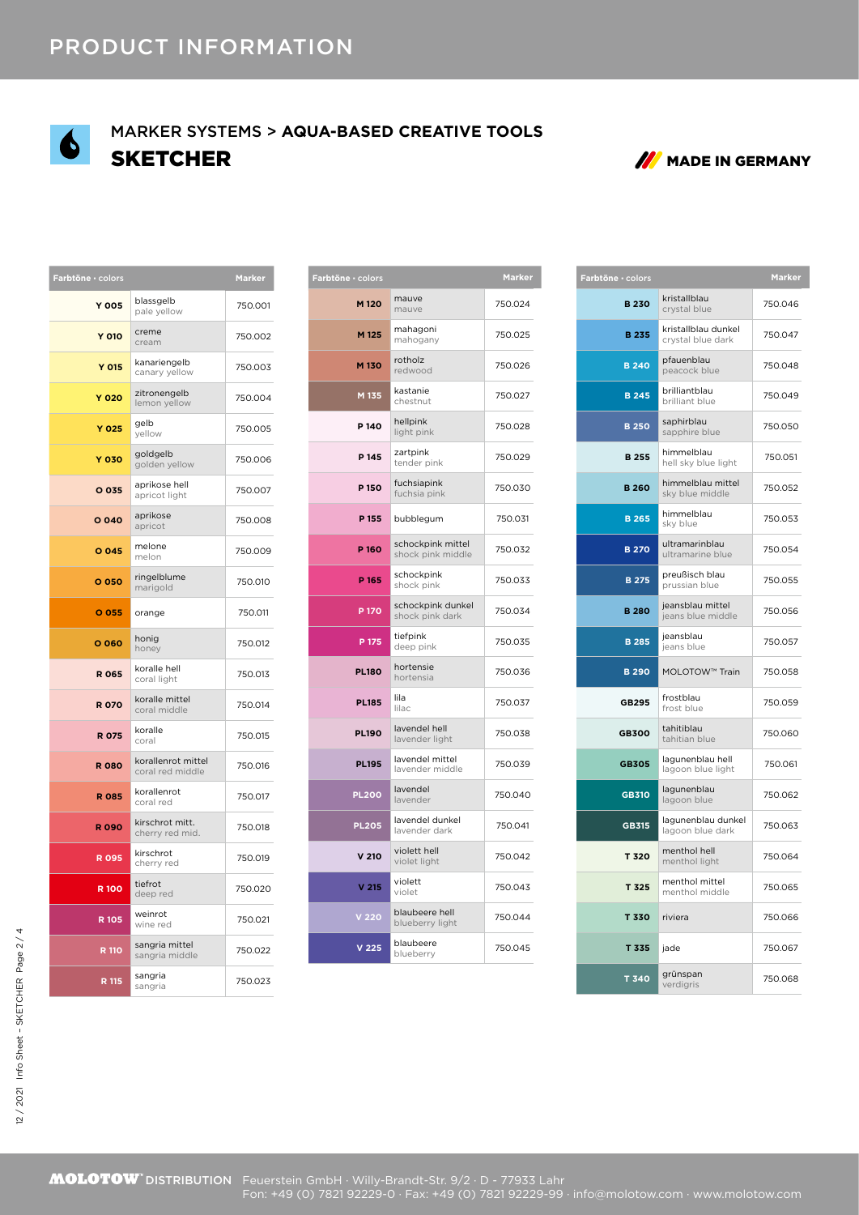# PRODUCT INFORMATION

## MARKER SYSTEMS > **AQUA-BASED CREATIVE TOOLS**

## SKETCHER

**MADE IN GERMANY**

| Farbtöne · colors | | Marker |
|---|---|---|
| Y 005 | blassgelb<br>pale yellow | 750.001 |
| Y 010 | creme<br>cream | 750.002 |
| Y 015 | kanariengelb<br>canary yellow | 750.003 |
| Y 020 | zitronengelb<br>lemon yellow | 750.004 |
| Y 025 | gelb<br>yellow | 750.005 |
| Y 030 | goldgelb<br>golden yellow | 750.006 |
| O 035 | aprikose hell<br>apricot light | 750.007 |
| O 040 | aprikose<br>apricot | 750.008 |
| O 045 | melone<br>melon | 750.009 |
| O 050 | ringelblume<br>marigold | 750.010 |
| O 055 | orange | 750.011 |
| O 060 | honig<br>honey | 750.012 |
| R 065 | koralle hell<br>coral light | 750.013 |
| R 070 | koralle mittel<br>coral middle | 750.014 |
| R 075 | koralle<br>coral | 750.015 |
| R 080 | korallenrot mittel<br>coral red middle | 750.016 |
| R 085 | korallenrot<br>coral red | 750.017 |
| R 090 | kirschrot mitt.<br>cherry red mid. | 750.018 |
| R 095 | kirschrot<br>cherry red | 750.019 |
| R 100 | tiefrot<br>deep red | 750.020 |
| R 105 | weinrot<br>wine red | 750.021 |
| R 110 | sangria mittel<br>sangria middle | 750.022 |
| R 115 | sangria<br>sangria | 750.023 |

| Farbtöne · colors | | Marker |
|---|---|---|
| M 120 | mauve<br>mauve | 750.024 |
| M 125 | mahagoni<br>mahogany | 750.025 |
| M 130 | rotholz<br>redwood | 750.026 |
| M 135 | kastanie<br>chestnut | 750.027 |
| P 140 | hellpink<br>light pink | 750.028 |
| P 145 | zartpink<br>tender pink | 750.029 |
| P 150 | fuchsiapink<br>fuchsia pink | 750.030 |
| P 155 | bubblegum | 750.031 |
| P 160 | schockpink mittel<br>shock pink middle | 750.032 |
| P 165 | schockpink<br>shock pink | 750.033 |
| P 170 | schockpink dunkel<br>shock pink dark | 750.034 |
| P 175 | tiefpink<br>deep pink | 750.035 |
| PL180 | hortensie<br>hortensia | 750.036 |
| PL185 | lila<br>lilac | 750.037 |
| PL190 | lavendel hell<br>lavender light | 750.038 |
| PL195 | lavendel mittel<br>lavender middle | 750.039 |
| PL200 | lavendel<br>lavender | 750.040 |
| PL205 | lavendel dunkel<br>lavender dark | 750.041 |
| V 210 | violett hell<br>violet light | 750.042 |
| V 215 | violett<br>violet | 750.043 |
| V 220 | blaubeere hell<br>blueberry light | 750.044 |
| V 225 | blaubeere<br>blueberry | 750.045 |

| Farbtöne · colors | | Marker |
|---|---|---|
| B 230 | kristallblau<br>crystal blue | 750.046 |
| B 235 | kristallblau dunkel<br>crystal blue dark | 750.047 |
| B 240 | pfauenblau<br>peacock blue | 750.048 |
| B 245 | brilliantblau<br>brilliant blue | 750.049 |
| B 250 | saphirblau<br>sapphire blue | 750.050 |
| B 255 | himmelblau<br>hell sky blue light | 750.051 |
| B 260 | himmelblau mittel<br>sky blue middle | 750.052 |
| B 265 | himmelblau<br>sky blue | 750.053 |
| B 270 | ultramarinblau<br>ultramarine blue | 750.054 |
| B 275 | preußisch blau<br>prussian blue | 750.055 |
| B 280 | jeansblau mittel<br>jeans blue middle | 750.056 |
| B 285 | jeansblau<br>jeans blue | 750.057 |
| B 290 | MOLOTOW™ Train | 750.058 |
| GB295 | frostblau<br>frost blue | 750.059 |
| GB300 | tahitiblau<br>tahitian blue | 750.060 |
| GB305 | lagunenblau hell<br>lagoon blue light | 750.061 |
| GB310 | lagunenblau<br>lagoon blue | 750.062 |
| GB315 | lagunenblau dunkel<br>lagoon blue dark | 750.063 |
| T 320 | menthol hell<br>menthol light | 750.064 |
| T 325 | menthol mittel<br>menthol middle | 750.065 |
| T 330 | riviera | 750.066 |
| T 335 | jade | 750.067 |
| T 340 | grünspan<br>verdigris | 750.068 |

**MOLOTOW® DISTRIBUTION** Feuerstein GmbH · Willy-Brandt-Str. 9/2 · D - 77933 Lahr
Fon: +49 (0) 7821 92229-0 · Fax: +49 (0) 7821 92229-99 · info@molotow.com · www.molotow.com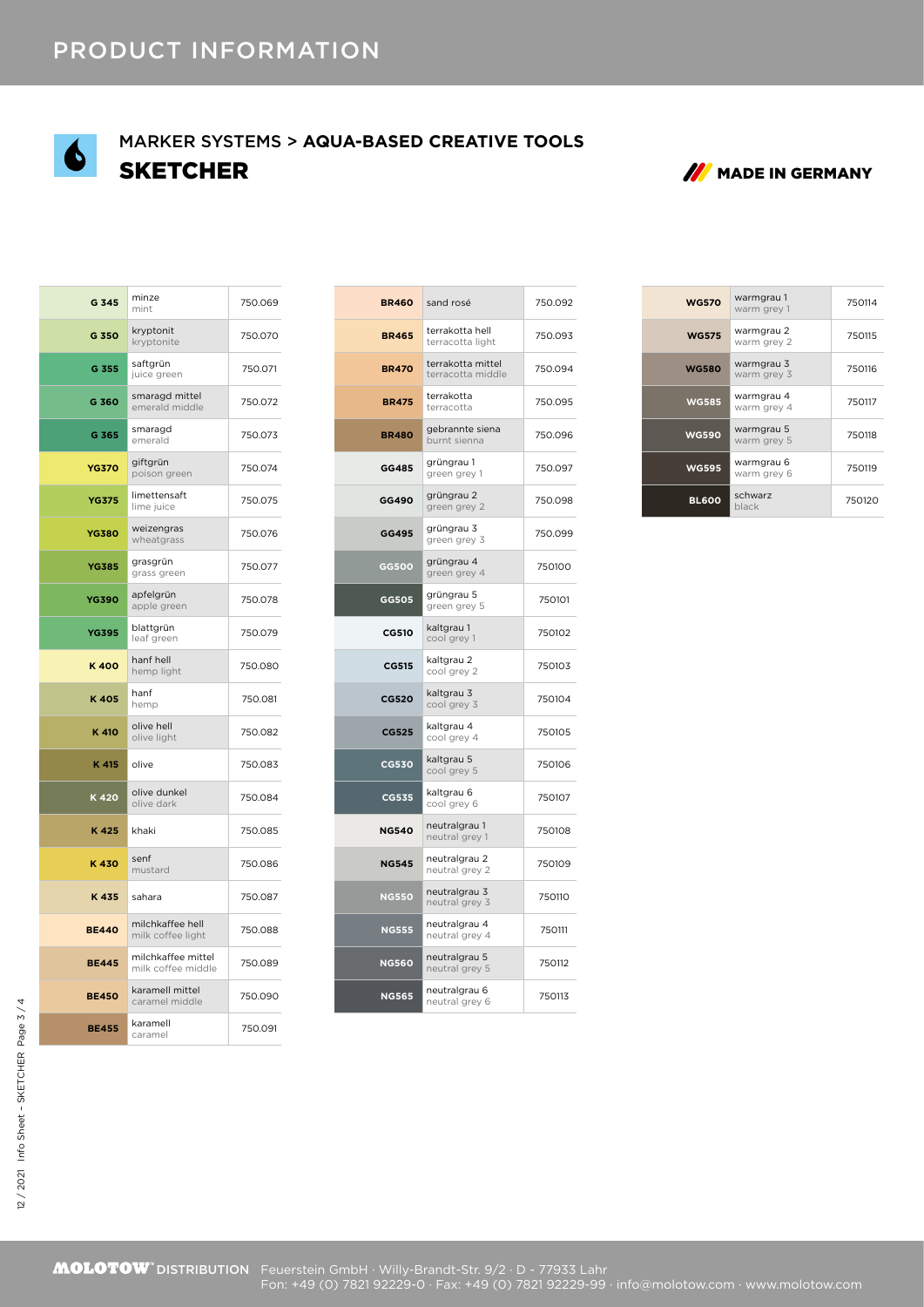# PRODUCT INFORMATION

## MARKER SYSTEMS > **AQUA-BASED CREATIVE TOOLS**

## SKETCHER

**MADE IN GERMANY**

| Code | Name | Article No. |
|---|---|---|
| G 345 | minze<br>mint | 750.069 |
| G 350 | kryptonit<br>kryptonite | 750.070 |
| G 355 | saftgrün<br>juice green | 750.071 |
| G 360 | smaragd mittel<br>emerald middle | 750.072 |
| G 365 | smaragd<br>emerald | 750.073 |
| YG370 | giftgrün<br>poison green | 750.074 |
| YG375 | limettensaft<br>lime juice | 750.075 |
| YG380 | weizengras<br>wheatgrass | 750.076 |
| YG385 | grasgrün<br>grass green | 750.077 |
| YG390 | apfelgrün<br>apple green | 750.078 |
| YG395 | blattgrün<br>leaf green | 750.079 |
| K 400 | hanf hell<br>hemp light | 750.080 |
| K 405 | hanf<br>hemp | 750.081 |
| K 410 | olive hell<br>olive light | 750.082 |
| K 415 | olive | 750.083 |
| K 420 | olive dunkel<br>olive dark | 750.084 |
| K 425 | khaki | 750.085 |
| K 430 | senf<br>mustard | 750.086 |
| K 435 | sahara | 750.087 |
| BE440 | milchkaffee hell<br>milk coffee light | 750.088 |
| BE445 | milchkaffee mittel<br>milk coffee middle | 750.089 |
| BE450 | karamell mittel<br>caramel middle | 750.090 |
| BE455 | karamell<br>caramel | 750.091 |

| Code | Name | Article No. |
|---|---|---|
| BR460 | sand rosé | 750.092 |
| BR465 | terrakotta hell<br>terracotta light | 750.093 |
| BR470 | terrakotta mittel<br>terracotta middle | 750.094 |
| BR475 | terrakotta<br>terracotta | 750.095 |
| BR480 | gebrannte siena<br>burnt sienna | 750.096 |
| GG485 | grüngrau 1<br>green grey 1 | 750.097 |
| GG490 | grüngrau 2<br>green grey 2 | 750.098 |
| GG495 | grüngrau 3<br>green grey 3 | 750.099 |
| GG500 | grüngrau 4<br>green grey 4 | 750100 |
| GG505 | grüngrau 5<br>green grey 5 | 750101 |
| CG510 | kaltgrau 1<br>cool grey 1 | 750102 |
| CG515 | kaltgrau 2<br>cool grey 2 | 750103 |
| CG520 | kaltgrau 3<br>cool grey 3 | 750104 |
| CG525 | kaltgrau 4<br>cool grey 4 | 750105 |
| CG530 | kaltgrau 5<br>cool grey 5 | 750106 |
| CG535 | kaltgrau 6<br>cool grey 6 | 750107 |
| NG540 | neutralgrau 1<br>neutral grey 1 | 750108 |
| NG545 | neutralgrau 2<br>neutral grey 2 | 750109 |
| NG550 | neutralgrau 3<br>neutral grey 3 | 750110 |
| NG555 | neutralgrau 4<br>neutral grey 4 | 750111 |
| NG560 | neutralgrau 5<br>neutral grey 5 | 750112 |
| NG565 | neutralgrau 6<br>neutral grey 6 | 750113 |

| Code | Name | Article No. |
|---|---|---|
| WG570 | warmgrau 1<br>warm grey 1 | 750114 |
| WG575 | warmgrau 2<br>warm grey 2 | 750115 |
| WG580 | warmgrau 3<br>warm grey 3 | 750116 |
| WG585 | warmgrau 4<br>warm grey 4 | 750117 |
| WG590 | warmgrau 5<br>warm grey 5 | 750118 |
| WG595 | warmgrau 6<br>warm grey 6 | 750119 |
| BL600 | schwarz<br>black | 750120 |

**MOLOTOW® DISTRIBUTION** Feuerstein GmbH · Willy-Brandt-Str. 9/2 · D - 77933 Lahr
Fon: +49 (0) 7821 92229-0 · Fax: +49 (0) 7821 92229-99 · info@molotow.com · www.molotow.com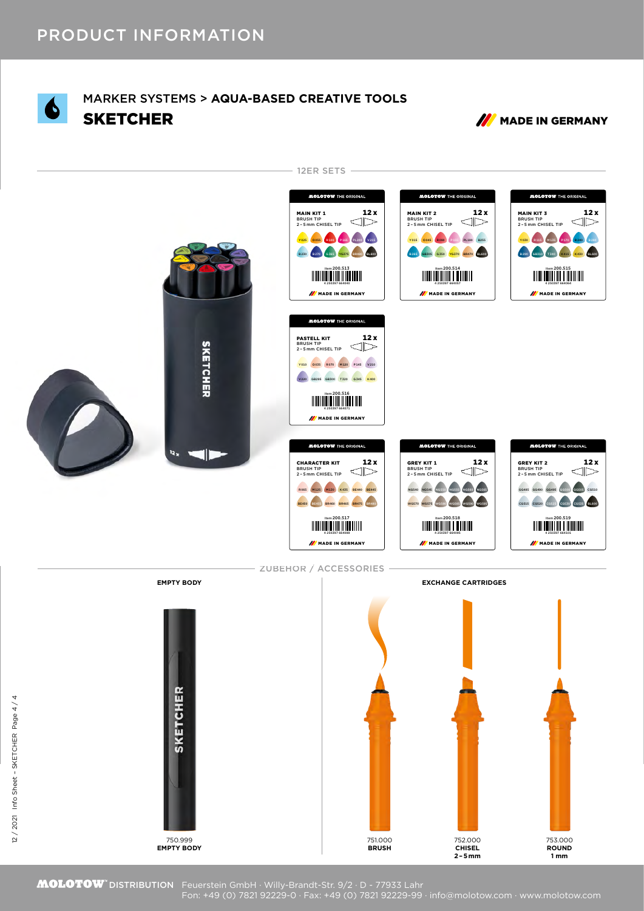# PRODUCT INFORMATION

MARKER SYSTEMS > **AQUA-BASED CREATIVE TOOLS**

## SKETCHER

**MADE IN GERMANY**

### 12ER SETS

**MOLOTOW THE ORIGINAL**
**MAIN KIT 1** — 12 x
BRUSH TIP
2 – 5 mm CHISEL TIP
Y025 O055 R100 P180 PL200 V215
B230 B270 G265 YG375 BR490 BL600
Item 200.513
MADE IN GERMANY

**MOLOTOW THE ORIGINAL**
**MAIN KIT 2** — 12 x
BRUSH TIP
2 – 5 mm CHISEL TIP
Y015 O045 R090 P150 PL190 B255
B265 GB300 G350 YG370 BR470 BL600
Item 200.514
MADE IN GERMANY

**MOLOTOW THE ORIGINAL**
**MAIN KIT 3** — 12 x
BRUSH TIP
2 – 5 mm CHISEL TIP
Y030 R115 M135 P170 B240 B280
B290 GB310 T340 K415 K430 BL600
Item 200.515
MADE IN GERMANY

**MOLOTOW THE ORIGINAL**
**PASTELL KIT** — 12 x
BRUSH TIP
2 – 5 mm CHISEL TIP
Y010 O035 R070 M120 P145 V210
V220 GB295 GB300 T320 G345 K400
Item 200.516
MADE IN GERMANY

**MOLOTOW THE ORIGINAL**
**CHARACTER KIT** — 12 x
BRUSH TIP
2 – 5 mm CHISEL TIP
R065 M125 M130 K435 BE440 BE445
BE450 BE455 BR460 BR465 BR475 BR485
Item 200.517
MADE IN GERMANY

**MOLOTOW THE ORIGINAL**
**GREY KIT 1** — 12 x
BRUSH TIP
2 – 5 mm CHISEL TIP
NG540 NG545 NG550 NG555 NG560 NG565
WG570 WG575 WG580 WG585 WG590 WG595
Item 200.518
MADE IN GERMANY

**MOLOTOW THE ORIGINAL**
**GREY KIT 2** — 12 x
BRUSH TIP
2 – 5 mm CHISEL TIP
GG485 GG490 GG495 GG500 GG505 CG510
CG515 CG520 CG525 CG530 CG535 BL600
Item 200.519
MADE IN GERMANY

### ZUBEHÖR / ACCESSORIES

**EMPTY BODY**

750.999
**EMPTY BODY**

**EXCHANGE CARTRIDGES**

751.000
**BRUSH**

752.000
**CHISEL**
**2 – 5 mm**

753.000
**ROUND**
**1 mm**

**MOLOTOW® DISTRIBUTION** Feuerstein GmbH · Willy-Brandt-Str. 9/2 · D - 77933 Lahr
Fon: +49 (0) 7821 92229-0 · Fax: +49 (0) 7821 92229-99 · info@molotow.com · www.molotow.com